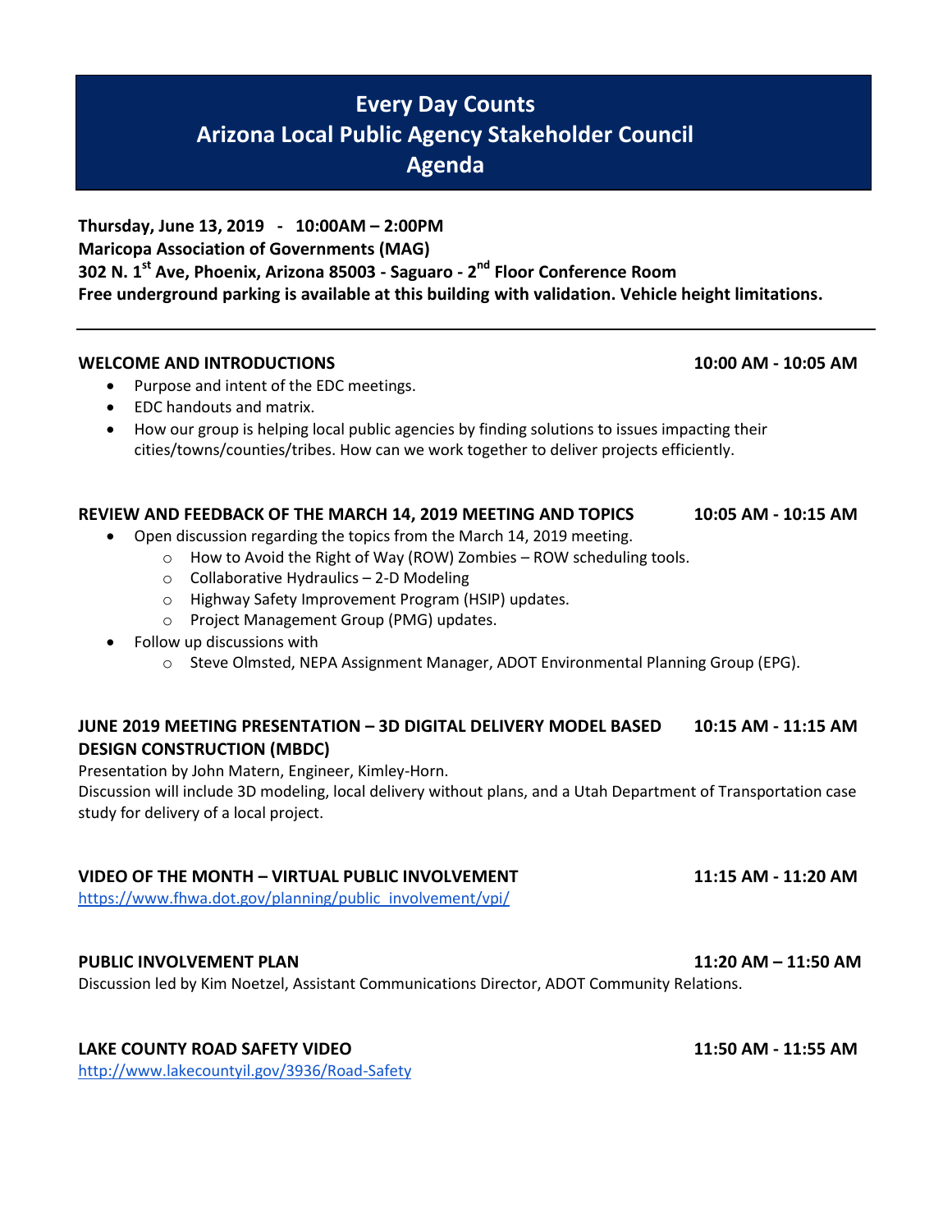# Every Day Counts
# Arizona Local Public Agency Stakeholder Council
# Agenda

**Thursday, June 13, 2019 - 10:00AM – 2:00PM**
**Maricopa Association of Governments (MAG)**
**302 N. 1st Ave, Phoenix, Arizona 85003 - Saguaro - 2nd Floor Conference Room**
**Free underground parking is available at this building with validation. Vehicle height limitations.**

---

**WELCOME AND INTRODUCTIONS** **10:00 AM - 10:05 AM**

- Purpose and intent of the EDC meetings.
- EDC handouts and matrix.
- How our group is helping local public agencies by finding solutions to issues impacting their cities/towns/counties/tribes. How can we work together to deliver projects efficiently.

**REVIEW AND FEEDBACK OF THE MARCH 14, 2019 MEETING AND TOPICS** **10:05 AM - 10:15 AM**

- Open discussion regarding the topics from the March 14, 2019 meeting.
  - How to Avoid the Right of Way (ROW) Zombies – ROW scheduling tools.
  - Collaborative Hydraulics – 2-D Modeling
  - Highway Safety Improvement Program (HSIP) updates.
  - Project Management Group (PMG) updates.
- Follow up discussions with
  - Steve Olmsted, NEPA Assignment Manager, ADOT Environmental Planning Group (EPG).

**JUNE 2019 MEETING PRESENTATION – 3D DIGITAL DELIVERY MODEL BASED DESIGN CONSTRUCTION (MBDC)** **10:15 AM - 11:15 AM**

Presentation by John Matern, Engineer, Kimley-Horn.
Discussion will include 3D modeling, local delivery without plans, and a Utah Department of Transportation case study for delivery of a local project.

**VIDEO OF THE MONTH – VIRTUAL PUBLIC INVOLVEMENT** **11:15 AM - 11:20 AM**

https://www.fhwa.dot.gov/planning/public_involvement/vpi/

**PUBLIC INVOLVEMENT PLAN** **11:20 AM – 11:50 AM**

Discussion led by Kim Noetzel, Assistant Communications Director, ADOT Community Relations.

**LAKE COUNTY ROAD SAFETY VIDEO** **11:50 AM - 11:55 AM**

http://www.lakecountyil.gov/3936/Road-Safety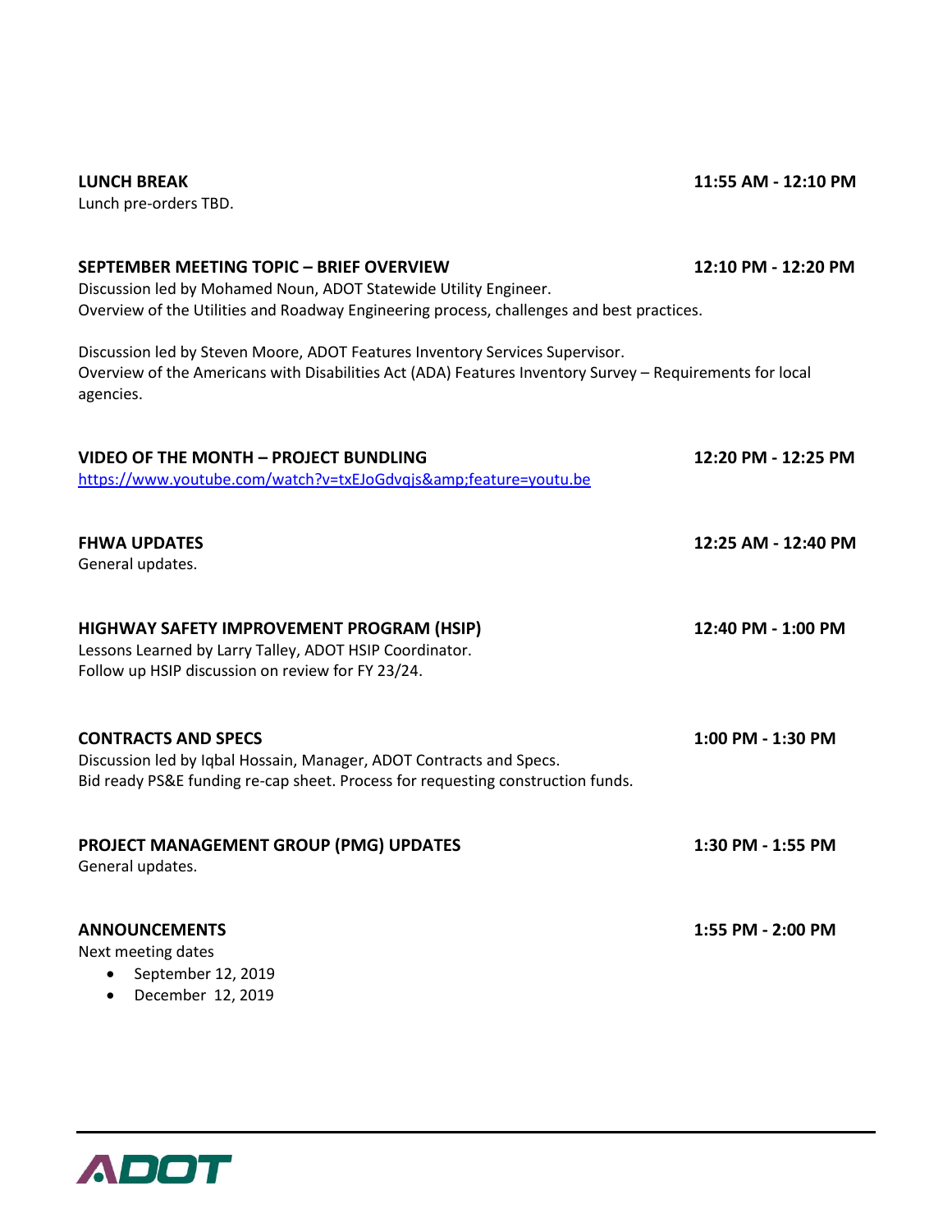**LUNCH BREAK** **11:55 AM - 12:10 PM**

Lunch pre-orders TBD.

**SEPTEMBER MEETING TOPIC – BRIEF OVERVIEW** **12:10 PM - 12:20 PM**

Discussion led by Mohamed Noun, ADOT Statewide Utility Engineer.
Overview of the Utilities and Roadway Engineering process, challenges and best practices.

Discussion led by Steven Moore, ADOT Features Inventory Services Supervisor.
Overview of the Americans with Disabilities Act (ADA) Features Inventory Survey – Requirements for local agencies.

**VIDEO OF THE MONTH – PROJECT BUNDLING** **12:20 PM - 12:25 PM**

https://www.youtube.com/watch?v=txEJoGdvqjs&amp;feature=youtu.be

**FHWA UPDATES** **12:25 AM - 12:40 PM**

General updates.

**HIGHWAY SAFETY IMPROVEMENT PROGRAM (HSIP)** **12:40 PM - 1:00 PM**

Lessons Learned by Larry Talley, ADOT HSIP Coordinator.
Follow up HSIP discussion on review for FY 23/24.

**CONTRACTS AND SPECS** **1:00 PM - 1:30 PM**

Discussion led by Iqbal Hossain, Manager, ADOT Contracts and Specs.
Bid ready PS&E funding re-cap sheet. Process for requesting construction funds.

**PROJECT MANAGEMENT GROUP (PMG) UPDATES** **1:30 PM - 1:55 PM**

General updates.

**ANNOUNCEMENTS** **1:55 PM - 2:00 PM**

Next meeting dates

- September 12, 2019
- December 12, 2019

ADOT